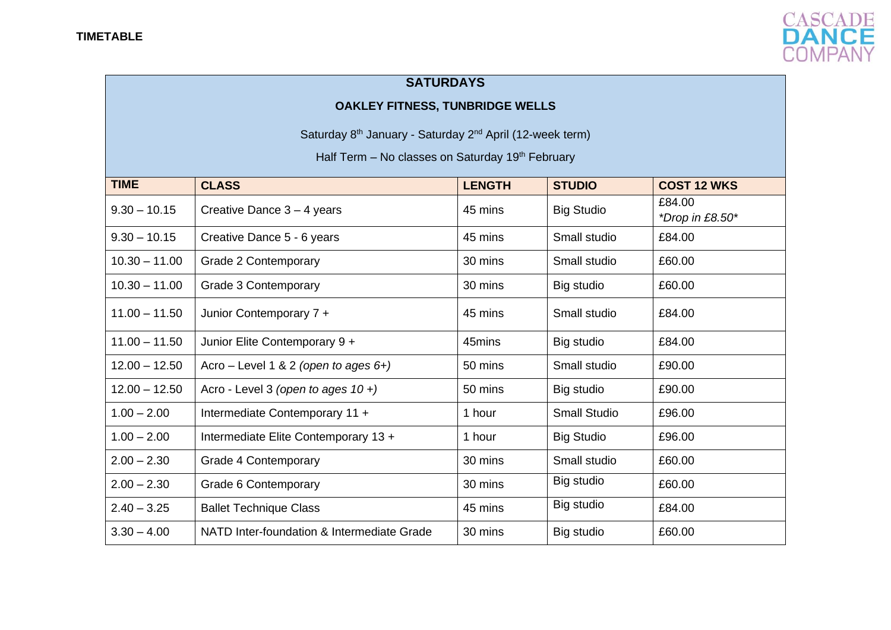**TIMETABLE**

CASCADE DANCE COMPANY

## SATURDAYS

### OAKLEY FITNESS, TUNBRIDGE WELLS

Saturday 8th January - Saturday 2nd April (12-week term)

Half Term – No classes on Saturday 19th February

| TIME | CLASS | LENGTH | STUDIO | COST 12 WKS |
|---|---|---|---|---|
| 9.30 – 10.15 | Creative Dance 3 – 4 years | 45 mins | Big Studio | £84.00 *Drop in £8.50* |
| 9.30 – 10.15 | Creative Dance 5 - 6 years | 45 mins | Small studio | £84.00 |
| 10.30 – 11.00 | Grade 2 Contemporary | 30 mins | Small studio | £60.00 |
| 10.30 – 11.00 | Grade 3 Contemporary | 30 mins | Big studio | £60.00 |
| 11.00 – 11.50 | Junior Contemporary 7 + | 45 mins | Small studio | £84.00 |
| 11.00 – 11.50 | Junior Elite Contemporary 9 + | 45mins | Big studio | £84.00 |
| 12.00 – 12.50 | Acro – Level 1 & 2 *(open to ages 6+)* | 50 mins | Small studio | £90.00 |
| 12.00 – 12.50 | Acro - Level 3 *(open to ages 10 +)* | 50 mins | Big studio | £90.00 |
| 1.00 – 2.00 | Intermediate Contemporary 11 + | 1 hour | Small Studio | £96.00 |
| 1.00 – 2.00 | Intermediate Elite Contemporary 13 + | 1 hour | Big Studio | £96.00 |
| 2.00 – 2.30 | Grade 4 Contemporary | 30 mins | Small studio | £60.00 |
| 2.00 – 2.30 | Grade 6 Contemporary | 30 mins | Big studio | £60.00 |
| 2.40 – 3.25 | Ballet Technique Class | 45 mins | Big studio | £84.00 |
| 3.30 – 4.00 | NATD Inter-foundation & Intermediate Grade | 30 mins | Big studio | £60.00 |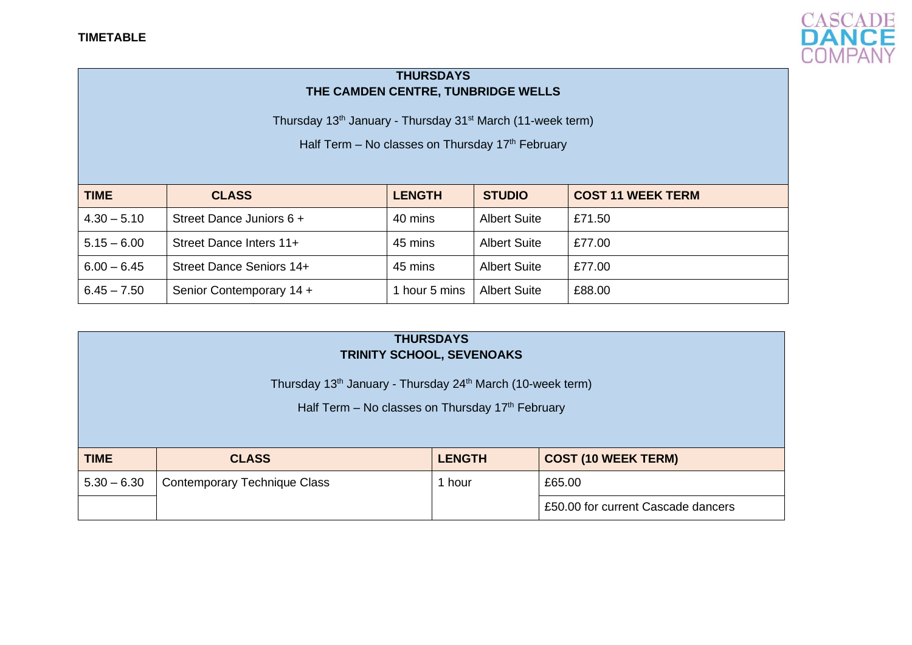**TIMETABLE**

CASCADE DANCE COMPANY

**THURSDAYS**
**THE CAMDEN CENTRE, TUNBRIDGE WELLS**

Thursday 13th January - Thursday 31st March (11-week term)

Half Term – No classes on Thursday 17th February

| TIME | CLASS | LENGTH | STUDIO | COST 11 WEEK TERM |
|---|---|---|---|---|
| 4.30 – 5.10 | Street Dance Juniors 6 + | 40 mins | Albert Suite | £71.50 |
| 5.15 – 6.00 | Street Dance Inters 11+ | 45 mins | Albert Suite | £77.00 |
| 6.00 – 6.45 | Street Dance Seniors 14+ | 45 mins | Albert Suite | £77.00 |
| 6.45 – 7.50 | Senior Contemporary 14 + | 1 hour 5 mins | Albert Suite | £88.00 |

**THURSDAYS**
**TRINITY SCHOOL, SEVENOAKS**

Thursday 13th January - Thursday 24th March (10-week term)

Half Term – No classes on Thursday 17th February

| TIME | CLASS | LENGTH | COST (10 WEEK TERM) |
|---|---|---|---|
| 5.30 – 6.30 | Contemporary Technique Class | 1 hour | £65.00 |
| | | | £50.00 for current Cascade dancers |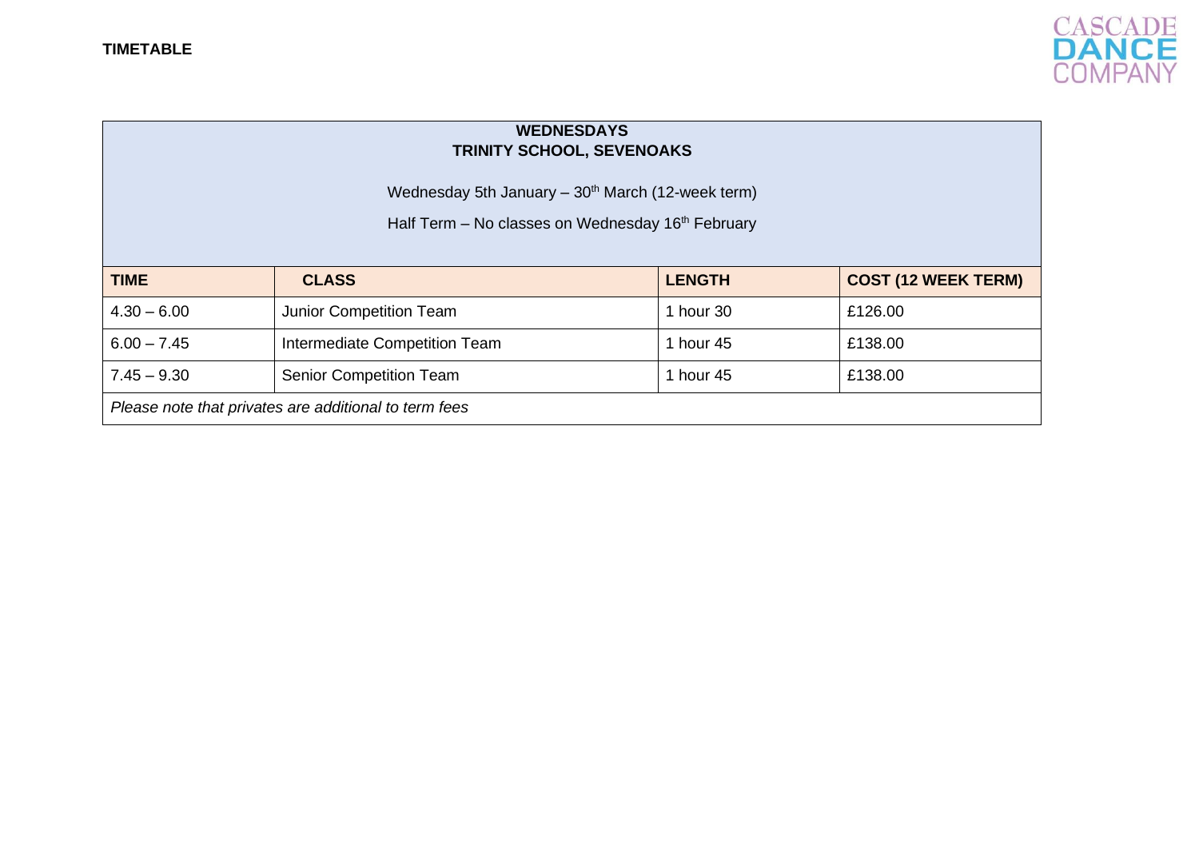**TIMETABLE**

CASCADE DANCE COMPANY

| WEDNESDAYS<br>TRINITY SCHOOL, SEVENOAKS<br><br>Wednesday 5th January – 30th March (12-week term)<br><br>Half Term – No classes on Wednesday 16th February | | | |
|---|---|---|---|
| **TIME** | **CLASS** | **LENGTH** | **COST (12 WEEK TERM)** |
| 4.30 – 6.00 | Junior Competition Team | 1 hour 30 | £126.00 |
| 6.00 – 7.45 | Intermediate Competition Team | 1 hour 45 | £138.00 |
| 7.45 – 9.30 | Senior Competition Team | 1 hour 45 | £138.00 |
| *Please note that privates are additional to term fees* | | | |